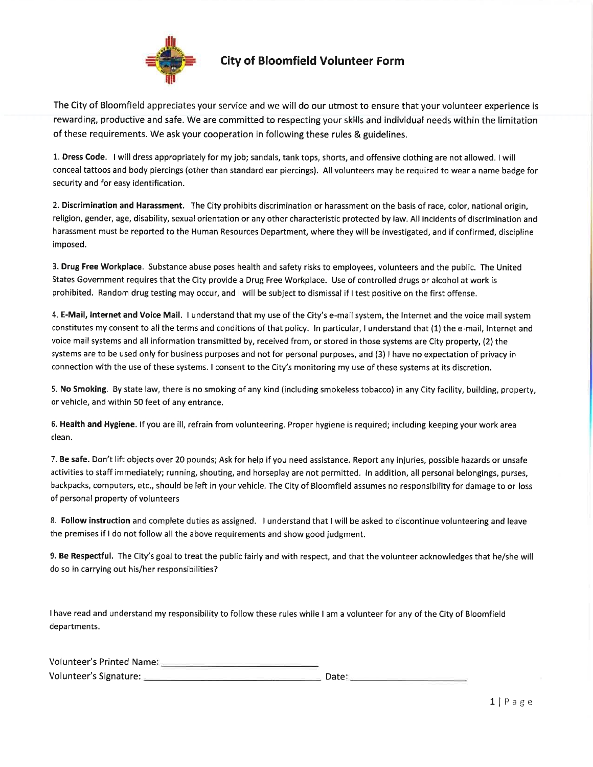# City of Bloomfield Volunteer Form

The City of Bloomfield appreciates your service and we will do our utmost to ensure that your volunteer experience is rewarding, productive and safe. We are committed to respecting your skills and individual needs within the limitation of these requirements. We ask your cooperation in following these rules & guidelines.

1. **Dress Code**. I will dress appropriately for my job; sandals, tank tops, shorts, and offensive clothing are not allowed. I will conceal tattoos and body piercings (other than standard ear piercings). All volunteers may be required to wear a name badge for security and for easy identification.

2. **Discrimination and Harassment**. The City prohibits discrimination or harassment on the basis of race, color, national origin, religion, gender, age, disability, sexual orientation or any other characteristic protected by law. All incidents of discrimination and harassment must be reported to the Human Resources Department, where they will be investigated, and if confirmed, discipline imposed.

3. **Drug Free Workplace**. Substance abuse poses health and safety risks to employees, volunteers and the public. The United States Government requires that the City provide a Drug Free Workplace. Use of controlled drugs or alcohol at work is prohibited. Random drug testing may occur, and I will be subject to dismissal if I test positive on the first offense.

4. **E-Mail, Internet and Voice Mail**. I understand that my use of the City's e-mail system, the Internet and the voice mail system constitutes my consent to all the terms and conditions of that policy. In particular, I understand that (1) the e-mail, Internet and voice mail systems and all information transmitted by, received from, or stored in those systems are City property, (2) the systems are to be used only for business purposes and not for personal purposes, and (3) I have no expectation of privacy in connection with the use of these systems. I consent to the City's monitoring my use of these systems at its discretion.

5. **No Smoking**. By state law, there is no smoking of any kind (including smokeless tobacco) in any City facility, building, property, or vehicle, and within 50 feet of any entrance.

6. **Health and Hygiene**. If you are ill, refrain from volunteering. Proper hygiene is required; including keeping your work area clean.

7. **Be safe.** Don't lift objects over 20 pounds; Ask for help if you need assistance. Report any injuries, possible hazards or unsafe activities to staff immediately; running, shouting, and horseplay are not permitted. In addition, all personal belongings, purses, backpacks, computers, etc., should be left in your vehicle. The City of Bloomfield assumes no responsibility for damage to or loss of personal property of volunteers

8. **Follow instruction** and complete duties as assigned. I understand that I will be asked to discontinue volunteering and leave the premises if I do not follow all the above requirements and show good judgment.

9. **Be Respectful**. The City's goal to treat the public fairly and with respect, and that the volunteer acknowledges that he/she will do so in carrying out his/her responsibilities?

I have read and understand my responsibility to follow these rules while I am a volunteer for any of the City of Bloomfield departments.

Volunteer's Printed Name: ______________________________

Volunteer's Signature: ___________________________________ Date: ______________________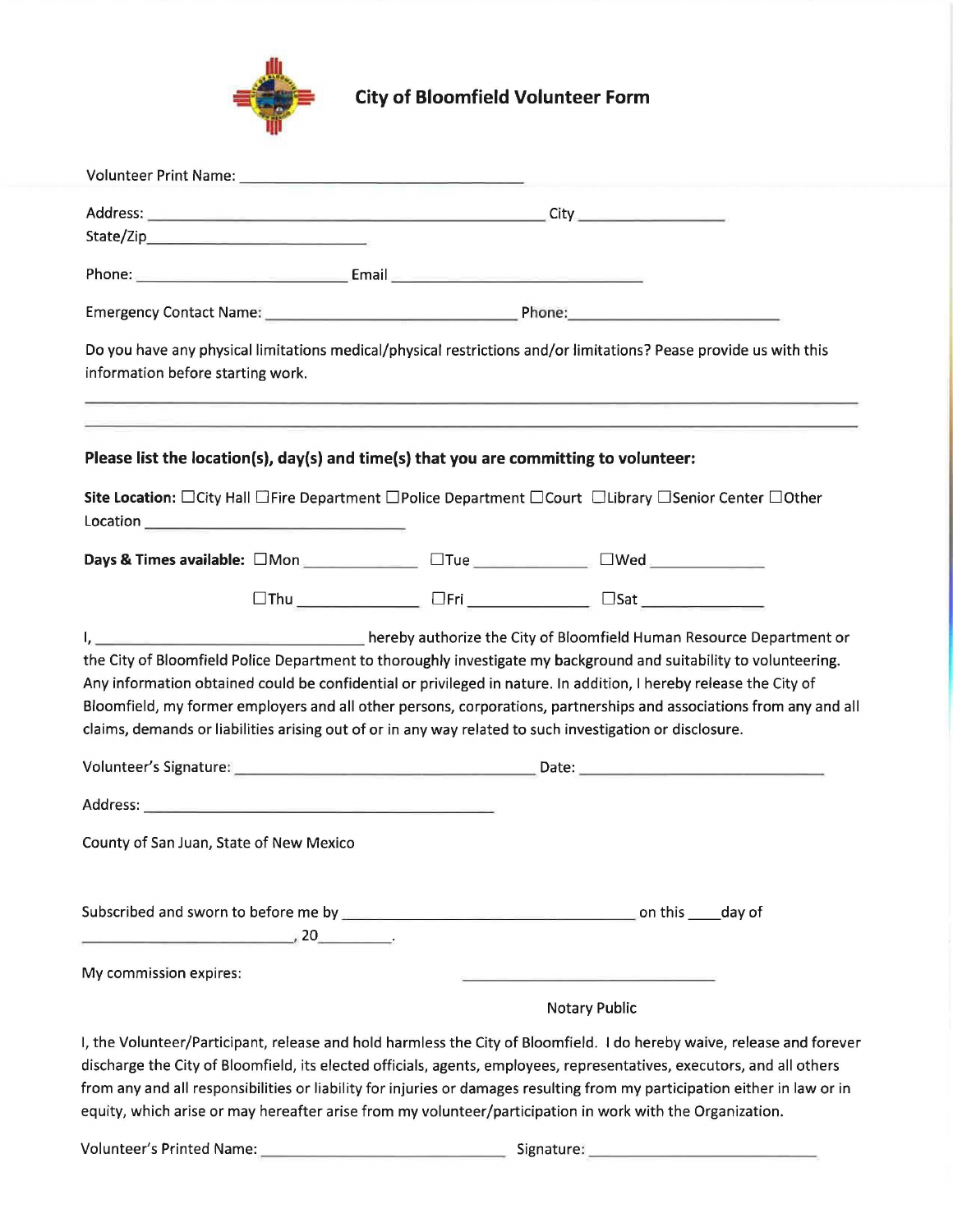# City of Bloomfield Volunteer Form

Volunteer Print Name: ___________________________________

Address: __________________________________________________ City __________________

State/Zip ___________________________

Phone: ___________________________ Email ________________________________

Emergency Contact Name: ________________________________ Phone: ___________________________

Do you have any physical limitations medical/physical restrictions and/or limitations? Pease provide us with this information before starting work.

_____________________________________________________________________________________________

_____________________________________________________________________________________________

**Please list the location(s), day(s) and time(s) that you are committing to volunteer:**

**Site Location:** ☐City Hall ☐Fire Department ☐Police Department ☐Court ☐Library ☐Senior Center ☐Other Location ______________________________

**Days & Times available:** ☐Mon ______________ ☐Tue ______________ ☐Wed ______________

☐Thu ______________ ☐Fri ______________ ☐Sat ______________

I, ___________________________________ hereby authorize the City of Bloomfield Human Resource Department or the City of Bloomfield Police Department to thoroughly investigate my background and suitability to volunteering. Any information obtained could be confidential or privileged in nature. In addition, I hereby release the City of Bloomfield, my former employers and all other persons, corporations, partnerships and associations from any and all claims, demands or liabilities arising out of or in any way related to such investigation or disclosure.

Volunteer's Signature: ______________________________________ Date: _______________________________

Address: ____________________________________________

County of San Juan, State of New Mexico

Subscribed and sworn to before me by _____________________________________ on this ____day of ___________________________, 20_________.

My commission expires: ________________________________

Notary Public

I, the Volunteer/Participant, release and hold harmless the City of Bloomfield. I do hereby waive, release and forever discharge the City of Bloomfield, its elected officials, agents, employees, representatives, executors, and all others from any and all responsibilities or liability for injuries or damages resulting from my participation either in law or in equity, which arise or may hereafter arise from my volunteer/participation in work with the Organization.

Volunteer's Printed Name: _______________________________ Signature: _____________________________